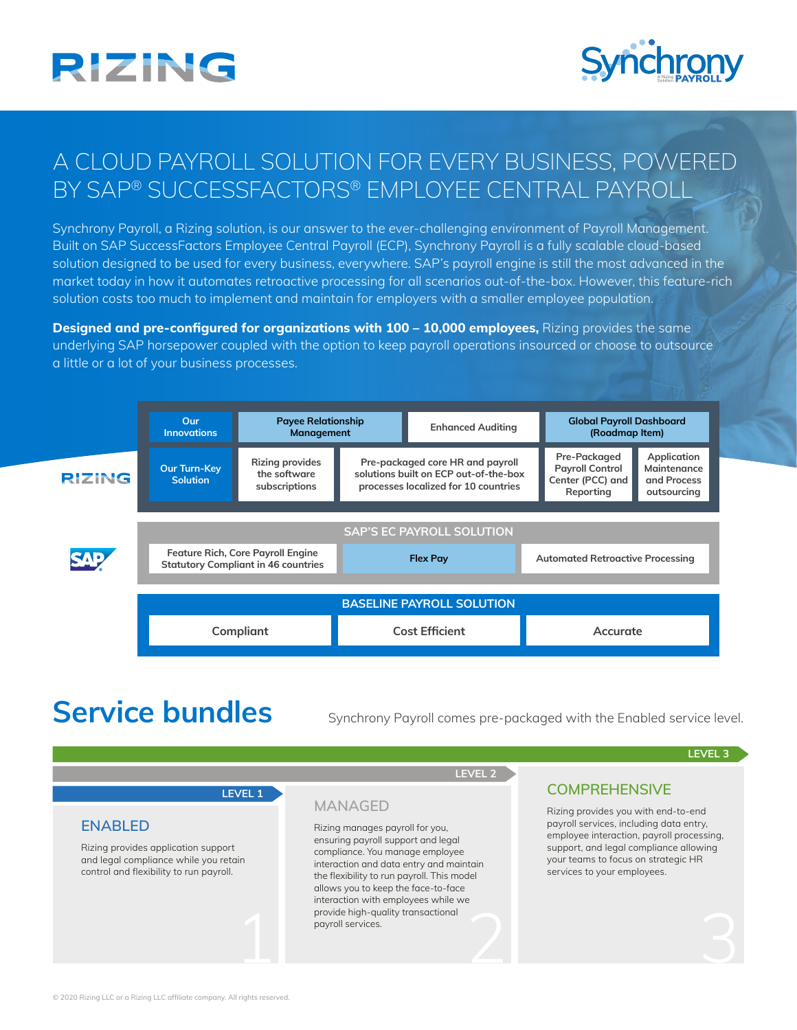# A CLOUD PAYROLL SOLUTION FOR EVERY BUSINESS, POWERED BY SAP® SUCCESSFACTORS® EMPLOYEE CENTRAL PAYROLL

Synchrony Payroll, a Rizing solution, is our answer to the ever-challenging environment of Payroll Management. Built on SAP SuccessFactors Employee Central Payroll (ECP), Synchrony Payroll is a fully scalable cloud-based solution designed to be used for every business, everywhere. SAP's payroll engine is still the most advanced in the market today in how it automates retroactive processing for all scenarios out-of-the-box. However, this feature-rich solution costs too much to implement and maintain for employers with a smaller employee population.

**Designed and pre-configured for organizations with 100 – 10,000 employees,** Rizing provides the same underlying SAP horsepower coupled with the option to keep payroll operations insourced or choose to outsource a little or a lot of your business processes.

**RIZING**

| Our Innovations | Payee Relationship Management | Enhanced Auditing | Global Payroll Dashboard (Roadmap Item) |
|---|---|---|---|

| Our Turn-Key Solution | Rizing provides the software subscriptions | Pre-packaged core HR and payroll solutions built on ECP out-of-the-box processes localized for 10 countries | Pre-Packaged Payroll Control Center (PCC) and Reporting | Application Maintenance and Process outsourcing |
|---|---|---|---|---|

**SAP**

**SAP'S EC PAYROLL SOLUTION**

| Feature Rich, Core Payroll Engine Statutory Compliant in 46 countries | Flex Pay | Automated Retroactive Processing |
|---|---|---|

**BASELINE PAYROLL SOLUTION**

| Compliant | Cost Efficient | Accurate |
|---|---|---|

## Service bundles

Synchrony Payroll comes pre-packaged with the Enabled service level.

### LEVEL 1 — ENABLED

Rizing provides application support and legal compliance while you retain control and flexibility to run payroll.

### LEVEL 2 — MANAGED

Rizing manages payroll for you, ensuring payroll support and legal compliance. You manage employee interaction and data entry and maintain the flexibility to run payroll. This model allows you to keep the face-to-face interaction with employees while we provide high-quality transactional payroll services.

### LEVEL 3 — COMPREHENSIVE

Rizing provides you with end-to-end payroll services, including data entry, employee interaction, payroll processing, support, and legal compliance allowing your teams to focus on strategic HR services to your employees.

© 2020 Rizing LLC or a Rizing LLC affiliate company. All rights reserved.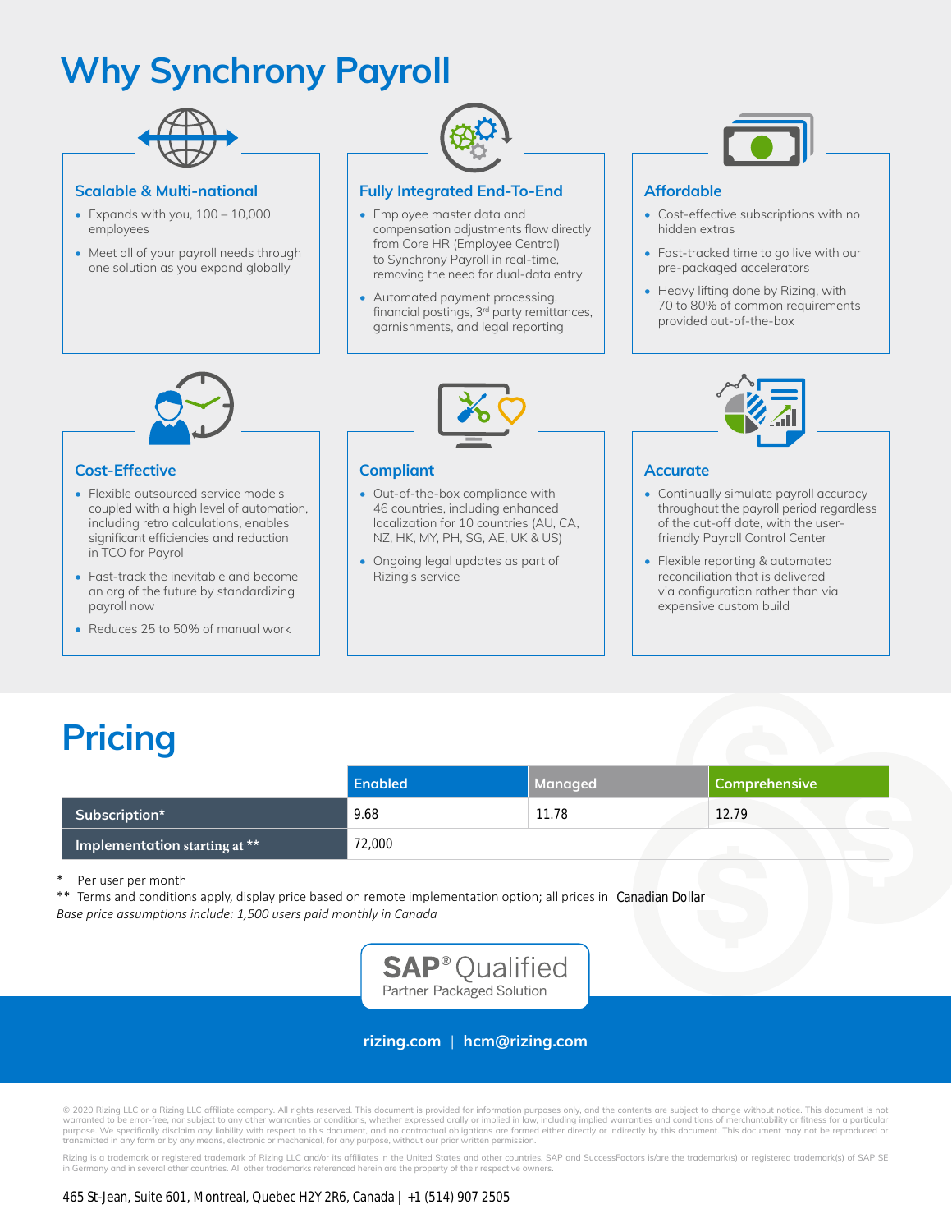# Why Synchrony Payroll

### Scalable & Multi-national

- Expands with you, 100 – 10,000 employees
- Meet all of your payroll needs through one solution as you expand globally

### Fully Integrated End-To-End

- Employee master data and compensation adjustments flow directly from Core HR (Employee Central) to Synchrony Payroll in real-time, removing the need for dual-data entry
- Automated payment processing, financial postings, 3rd party remittances, garnishments, and legal reporting

### Affordable

- Cost-effective subscriptions with no hidden extras
- Fast-tracked time to go live with our pre-packaged accelerators
- Heavy lifting done by Rizing, with 70 to 80% of common requirements provided out-of-the-box

### Cost-Effective

- Flexible outsourced service models coupled with a high level of automation, including retro calculations, enables significant efficiencies and reduction in TCO for Payroll
- Fast-track the inevitable and become an org of the future by standardizing payroll now
- Reduces 25 to 50% of manual work

### Compliant

- Out-of-the-box compliance with 46 countries, including enhanced localization for 10 countries (AU, CA, NZ, HK, MY, PH, SG, AE, UK & US)
- Ongoing legal updates as part of Rizing's service

### Accurate

- Continually simulate payroll accuracy throughout the payroll period regardless of the cut-off date, with the user-friendly Payroll Control Center
- Flexible reporting & automated reconciliation that is delivered via configuration rather than via expensive custom build

# Pricing

| | Enabled | Managed | Comprehensive |
|---|---|---|---|
| **Subscription*** | 9.68 | 11.78 | 12.79 |
| **Implementation starting at **** | 72,000 | | |

\* Per user per month

** Terms and conditions apply, display price based on remote implementation option; all prices in Canadian Dollar

*Base price assumptions include: 1,500 users paid monthly in Canada*

SAP® Qualified
Partner-Packaged Solution

rizing.com | hcm@rizing.com

© 2020 Rizing LLC or a Rizing LLC affiliate company. All rights reserved. This document is provided for information purposes only, and the contents are subject to change without notice. This document is not warranted to be error-free, nor subject to any other warranties or conditions, whether expressed orally or implied in law, including implied warranties and conditions of merchantability or fitness for a particular purpose. We specifically disclaim any liability with respect to this document, and no contractual obligations are formed either directly or indirectly by this document. This document may not be reproduced or transmitted in any form or by any means, electronic or mechanical, for any purpose, without our prior written permission.

Rizing is a trademark or registered trademark of Rizing LLC and/or its affiliates in the United States and other countries. SAP and SuccessFactors is/are the trademark(s) or registered trademark(s) of SAP SE in Germany and in several other countries. All other trademarks referenced herein are the property of their respective owners.

465 St-Jean, Suite 601, Montreal, Quebec H2Y 2R6, Canada | +1 (514) 907 2505